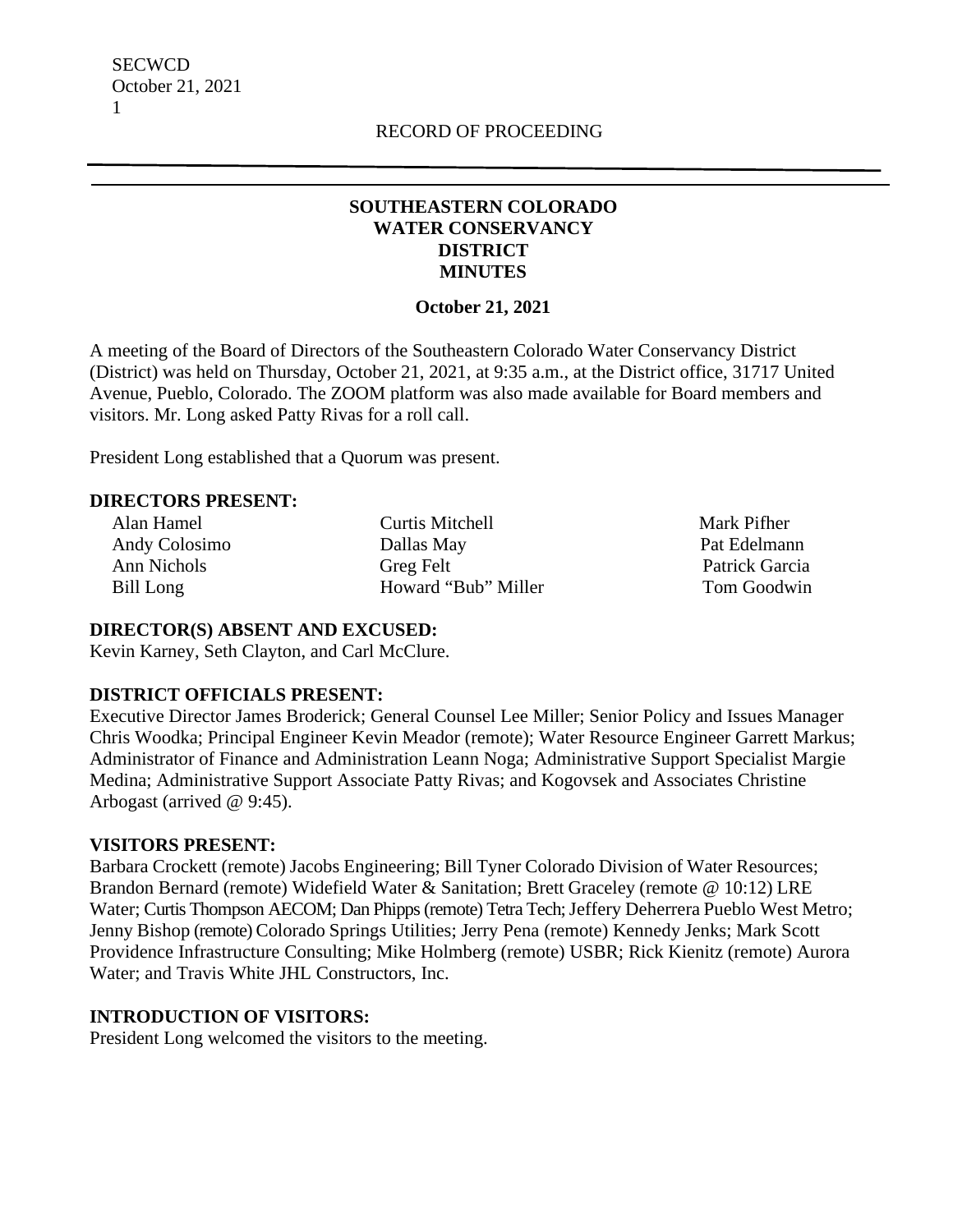RECORD OF PROCEEDING

# SOUTHEASTERN COLORADO WATER CONSERVANCY DISTRICT MINUTES

**October 21, 2021**

A meeting of the Board of Directors of the Southeastern Colorado Water Conservancy District (District) was held on Thursday, October 21, 2021, at 9:35 a.m., at the District office, 31717 United Avenue, Pueblo, Colorado. The ZOOM platform was also made available for Board members and visitors. Mr. Long asked Patty Rivas for a roll call.

President Long established that a Quorum was present.

## DIRECTORS PRESENT:

| | | |
|---|---|---|
| Alan Hamel | Curtis Mitchell | Mark Pifher |
| Andy Colosimo | Dallas May | Pat Edelmann |
| Ann Nichols | Greg Felt | Patrick Garcia |
| Bill Long | Howard "Bub" Miller | Tom Goodwin |

## DIRECTOR(S) ABSENT AND EXCUSED:

Kevin Karney, Seth Clayton, and Carl McClure.

## DISTRICT OFFICIALS PRESENT:

Executive Director James Broderick; General Counsel Lee Miller; Senior Policy and Issues Manager Chris Woodka; Principal Engineer Kevin Meador (remote); Water Resource Engineer Garrett Markus; Administrator of Finance and Administration Leann Noga; Administrative Support Specialist Margie Medina; Administrative Support Associate Patty Rivas; and Kogovsek and Associates Christine Arbogast (arrived @ 9:45).

## VISITORS PRESENT:

Barbara Crockett (remote) Jacobs Engineering; Bill Tyner Colorado Division of Water Resources; Brandon Bernard (remote) Widefield Water & Sanitation; Brett Graceley (remote @ 10:12) LRE Water; Curtis Thompson AECOM; Dan Phipps (remote) Tetra Tech; Jeffery Deherrera Pueblo West Metro; Jenny Bishop (remote) Colorado Springs Utilities; Jerry Pena (remote) Kennedy Jenks; Mark Scott Providence Infrastructure Consulting; Mike Holmberg (remote) USBR; Rick Kienitz (remote) Aurora Water; and Travis White JHL Constructors, Inc.

## INTRODUCTION OF VISITORS:

President Long welcomed the visitors to the meeting.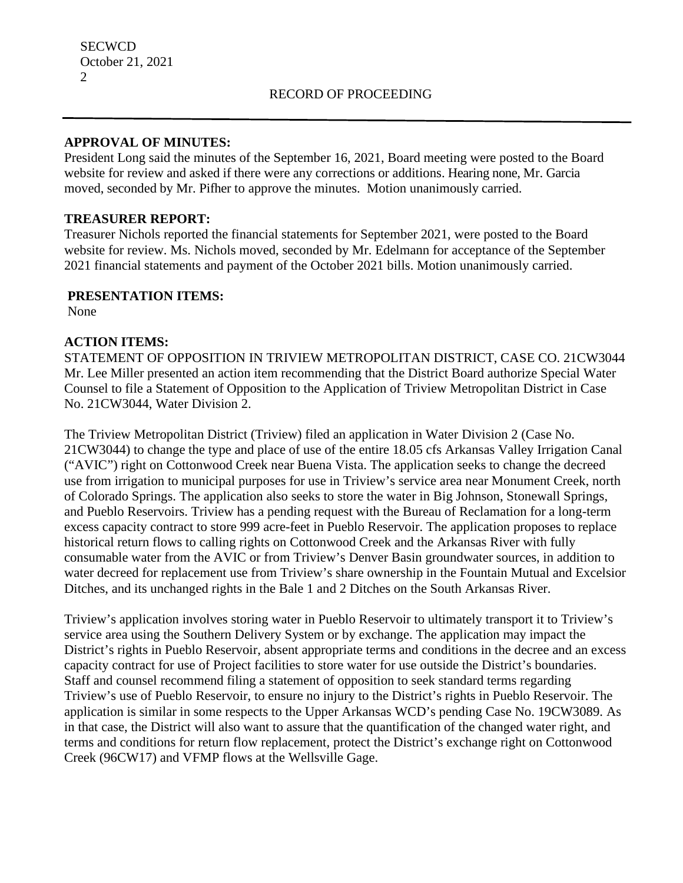RECORD OF PROCEEDING

**APPROVAL OF MINUTES:**
President Long said the minutes of the September 16, 2021, Board meeting were posted to the Board website for review and asked if there were any corrections or additions. Hearing none, Mr. Garcia moved, seconded by Mr. Pifher to approve the minutes. Motion unanimously carried.

**TREASURER REPORT:**
Treasurer Nichols reported the financial statements for September 2021, were posted to the Board website for review. Ms. Nichols moved, seconded by Mr. Edelmann for acceptance of the September 2021 financial statements and payment of the October 2021 bills. Motion unanimously carried.

**PRESENTATION ITEMS:**
None

**ACTION ITEMS:**
STATEMENT OF OPPOSITION IN TRIVIEW METROPOLITAN DISTRICT, CASE CO. 21CW3044
Mr. Lee Miller presented an action item recommending that the District Board authorize Special Water Counsel to file a Statement of Opposition to the Application of Triview Metropolitan District in Case No. 21CW3044, Water Division 2.

The Triview Metropolitan District (Triview) filed an application in Water Division 2 (Case No. 21CW3044) to change the type and place of use of the entire 18.05 cfs Arkansas Valley Irrigation Canal ("AVIC") right on Cottonwood Creek near Buena Vista. The application seeks to change the decreed use from irrigation to municipal purposes for use in Triview's service area near Monument Creek, north of Colorado Springs. The application also seeks to store the water in Big Johnson, Stonewall Springs, and Pueblo Reservoirs. Triview has a pending request with the Bureau of Reclamation for a long-term excess capacity contract to store 999 acre-feet in Pueblo Reservoir. The application proposes to replace historical return flows to calling rights on Cottonwood Creek and the Arkansas River with fully consumable water from the AVIC or from Triview's Denver Basin groundwater sources, in addition to water decreed for replacement use from Triview's share ownership in the Fountain Mutual and Excelsior Ditches, and its unchanged rights in the Bale 1 and 2 Ditches on the South Arkansas River.

Triview's application involves storing water in Pueblo Reservoir to ultimately transport it to Triview's service area using the Southern Delivery System or by exchange. The application may impact the District's rights in Pueblo Reservoir, absent appropriate terms and conditions in the decree and an excess capacity contract for use of Project facilities to store water for use outside the District's boundaries. Staff and counsel recommend filing a statement of opposition to seek standard terms regarding Triview's use of Pueblo Reservoir, to ensure no injury to the District's rights in Pueblo Reservoir. The application is similar in some respects to the Upper Arkansas WCD's pending Case No. 19CW3089. As in that case, the District will also want to assure that the quantification of the changed water right, and terms and conditions for return flow replacement, protect the District's exchange right on Cottonwood Creek (96CW17) and VFMP flows at the Wellsville Gage.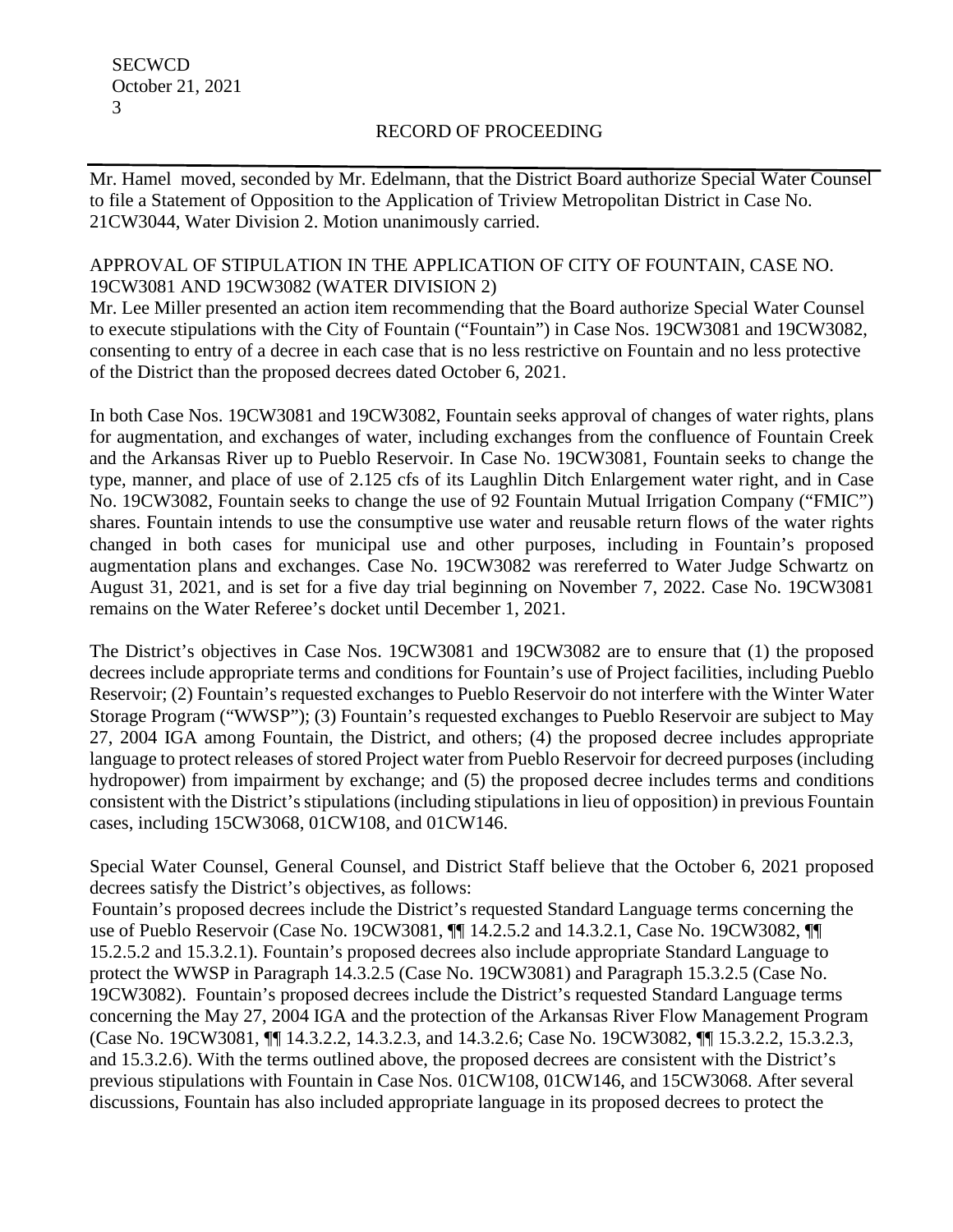Mr. Hamel moved, seconded by Mr. Edelmann, that the District Board authorize Special Water Counsel to file a Statement of Opposition to the Application of Triview Metropolitan District in Case No. 21CW3044, Water Division 2. Motion unanimously carried.

APPROVAL OF STIPULATION IN THE APPLICATION OF CITY OF FOUNTAIN, CASE NO. 19CW3081 AND 19CW3082 (WATER DIVISION 2)

Mr. Lee Miller presented an action item recommending that the Board authorize Special Water Counsel to execute stipulations with the City of Fountain ("Fountain") in Case Nos. 19CW3081 and 19CW3082, consenting to entry of a decree in each case that is no less restrictive on Fountain and no less protective of the District than the proposed decrees dated October 6, 2021.

In both Case Nos. 19CW3081 and 19CW3082, Fountain seeks approval of changes of water rights, plans for augmentation, and exchanges of water, including exchanges from the confluence of Fountain Creek and the Arkansas River up to Pueblo Reservoir. In Case No. 19CW3081, Fountain seeks to change the type, manner, and place of use of 2.125 cfs of its Laughlin Ditch Enlargement water right, and in Case No. 19CW3082, Fountain seeks to change the use of 92 Fountain Mutual Irrigation Company ("FMIC") shares. Fountain intends to use the consumptive use water and reusable return flows of the water rights changed in both cases for municipal use and other purposes, including in Fountain's proposed augmentation plans and exchanges. Case No. 19CW3082 was rereferred to Water Judge Schwartz on August 31, 2021, and is set for a five day trial beginning on November 7, 2022. Case No. 19CW3081 remains on the Water Referee's docket until December 1, 2021.

The District's objectives in Case Nos. 19CW3081 and 19CW3082 are to ensure that (1) the proposed decrees include appropriate terms and conditions for Fountain's use of Project facilities, including Pueblo Reservoir; (2) Fountain's requested exchanges to Pueblo Reservoir do not interfere with the Winter Water Storage Program ("WWSP"); (3) Fountain's requested exchanges to Pueblo Reservoir are subject to May 27, 2004 IGA among Fountain, the District, and others; (4) the proposed decree includes appropriate language to protect releases of stored Project water from Pueblo Reservoir for decreed purposes (including hydropower) from impairment by exchange; and (5) the proposed decree includes terms and conditions consistent with the District's stipulations (including stipulations in lieu of opposition) in previous Fountain cases, including 15CW3068, 01CW108, and 01CW146.

Special Water Counsel, General Counsel, and District Staff believe that the October 6, 2021 proposed decrees satisfy the District's objectives, as follows:

Fountain's proposed decrees include the District's requested Standard Language terms concerning the use of Pueblo Reservoir (Case No. 19CW3081, ¶¶ 14.2.5.2 and 14.3.2.1, Case No. 19CW3082, ¶¶ 15.2.5.2 and 15.3.2.1). Fountain's proposed decrees also include appropriate Standard Language to protect the WWSP in Paragraph 14.3.2.5 (Case No. 19CW3081) and Paragraph 15.3.2.5 (Case No. 19CW3082). Fountain's proposed decrees include the District's requested Standard Language terms concerning the May 27, 2004 IGA and the protection of the Arkansas River Flow Management Program (Case No. 19CW3081, ¶¶ 14.3.2.2, 14.3.2.3, and 14.3.2.6; Case No. 19CW3082, ¶¶ 15.3.2.2, 15.3.2.3, and 15.3.2.6). With the terms outlined above, the proposed decrees are consistent with the District's previous stipulations with Fountain in Case Nos. 01CW108, 01CW146, and 15CW3068. After several discussions, Fountain has also included appropriate language in its proposed decrees to protect the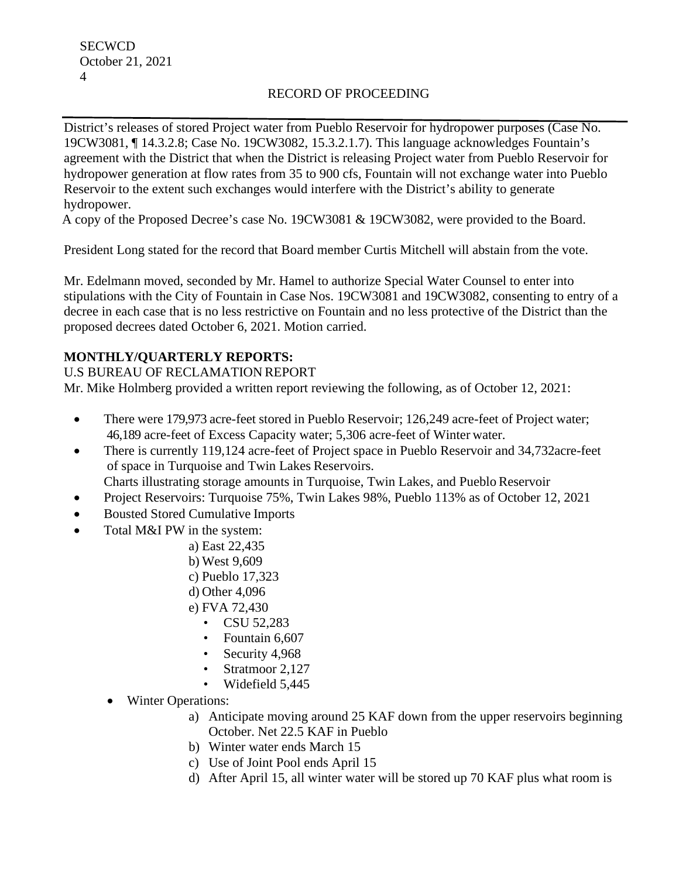District's releases of stored Project water from Pueblo Reservoir for hydropower purposes (Case No. 19CW3081, ¶ 14.3.2.8; Case No. 19CW3082, 15.3.2.1.7). This language acknowledges Fountain's agreement with the District that when the District is releasing Project water from Pueblo Reservoir for hydropower generation at flow rates from 35 to 900 cfs, Fountain will not exchange water into Pueblo Reservoir to the extent such exchanges would interfere with the District's ability to generate hydropower.

A copy of the Proposed Decree's case No. 19CW3081 & 19CW3082, were provided to the Board.

President Long stated for the record that Board member Curtis Mitchell will abstain from the vote.

Mr. Edelmann moved, seconded by Mr. Hamel to authorize Special Water Counsel to enter into stipulations with the City of Fountain in Case Nos. 19CW3081 and 19CW3082, consenting to entry of a decree in each case that is no less restrictive on Fountain and no less protective of the District than the proposed decrees dated October 6, 2021. Motion carried.

**MONTHLY/QUARTERLY REPORTS:**

U.S BUREAU OF RECLAMATION REPORT

Mr. Mike Holmberg provided a written report reviewing the following, as of October 12, 2021:

- There were 179,973 acre-feet stored in Pueblo Reservoir; 126,249 acre-feet of Project water; 46,189 acre-feet of Excess Capacity water; 5,306 acre-feet of Winter water.
- There is currently 119,124 acre-feet of Project space in Pueblo Reservoir and 34,732acre-feet of space in Turquoise and Twin Lakes Reservoirs.
  Charts illustrating storage amounts in Turquoise, Twin Lakes, and Pueblo Reservoir
- Project Reservoirs: Turquoise 75%, Twin Lakes 98%, Pueblo 113% as of October 12, 2021
- Bousted Stored Cumulative Imports
- Total M&I PW in the system:
  - a) East 22,435
  - b) West 9,609
  - c) Pueblo 17,323
  - d) Other 4,096
  - e) FVA 72,430
    - CSU 52,283
    - Fountain 6,607
    - Security 4,968
    - Stratmoor 2,127
    - Widefield 5,445
- Winter Operations:
  - a) Anticipate moving around 25 KAF down from the upper reservoirs beginning October. Net 22.5 KAF in Pueblo
  - b) Winter water ends March 15
  - c) Use of Joint Pool ends April 15
  - d) After April 15, all winter water will be stored up 70 KAF plus what room is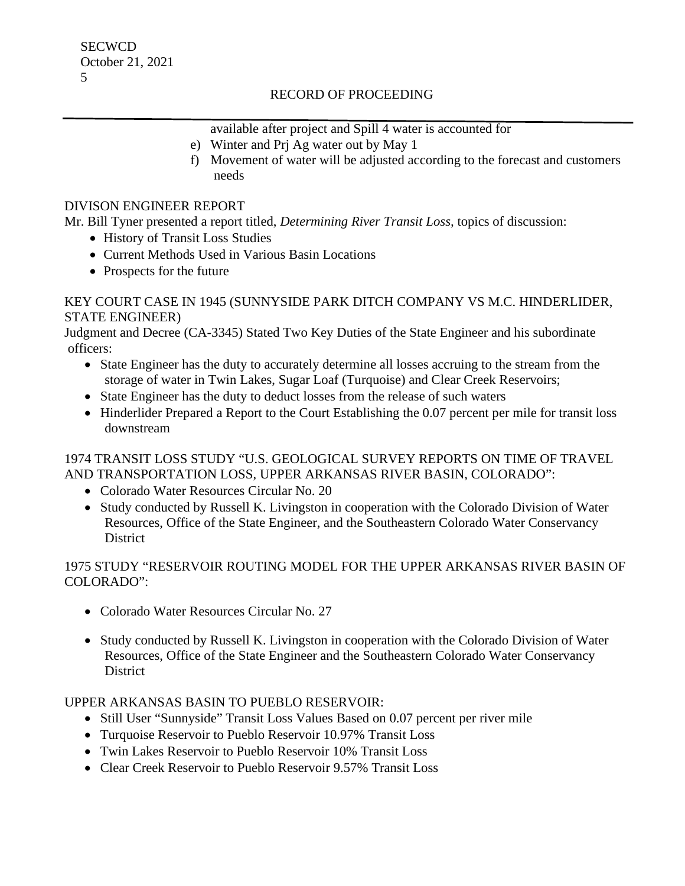available after project and Spill 4 water is accounted for

e) Winter and Prj Ag water out by May 1
f) Movement of water will be adjusted according to the forecast and customers needs

DIVISON ENGINEER REPORT

Mr. Bill Tyner presented a report titled, *Determining River Transit Loss,* topics of discussion:

- History of Transit Loss Studies
- Current Methods Used in Various Basin Locations
- Prospects for the future

KEY COURT CASE IN 1945 (SUNNYSIDE PARK DITCH COMPANY VS M.C. HINDERLIDER, STATE ENGINEER)

Judgment and Decree (CA-3345) Stated Two Key Duties of the State Engineer and his subordinate officers:

- State Engineer has the duty to accurately determine all losses accruing to the stream from the storage of water in Twin Lakes, Sugar Loaf (Turquoise) and Clear Creek Reservoirs;
- State Engineer has the duty to deduct losses from the release of such waters
- Hinderlider Prepared a Report to the Court Establishing the 0.07 percent per mile for transit loss downstream

1974 TRANSIT LOSS STUDY "U.S. GEOLOGICAL SURVEY REPORTS ON TIME OF TRAVEL AND TRANSPORTATION LOSS, UPPER ARKANSAS RIVER BASIN, COLORADO":

- Colorado Water Resources Circular No. 20
- Study conducted by Russell K. Livingston in cooperation with the Colorado Division of Water Resources, Office of the State Engineer, and the Southeastern Colorado Water Conservancy District

1975 STUDY "RESERVOIR ROUTING MODEL FOR THE UPPER ARKANSAS RIVER BASIN OF COLORADO":

- Colorado Water Resources Circular No. 27
- Study conducted by Russell K. Livingston in cooperation with the Colorado Division of Water Resources, Office of the State Engineer and the Southeastern Colorado Water Conservancy District

UPPER ARKANSAS BASIN TO PUEBLO RESERVOIR:

- Still User "Sunnyside" Transit Loss Values Based on 0.07 percent per river mile
- Turquoise Reservoir to Pueblo Reservoir 10.97% Transit Loss
- Twin Lakes Reservoir to Pueblo Reservoir 10% Transit Loss
- Clear Creek Reservoir to Pueblo Reservoir 9.57% Transit Loss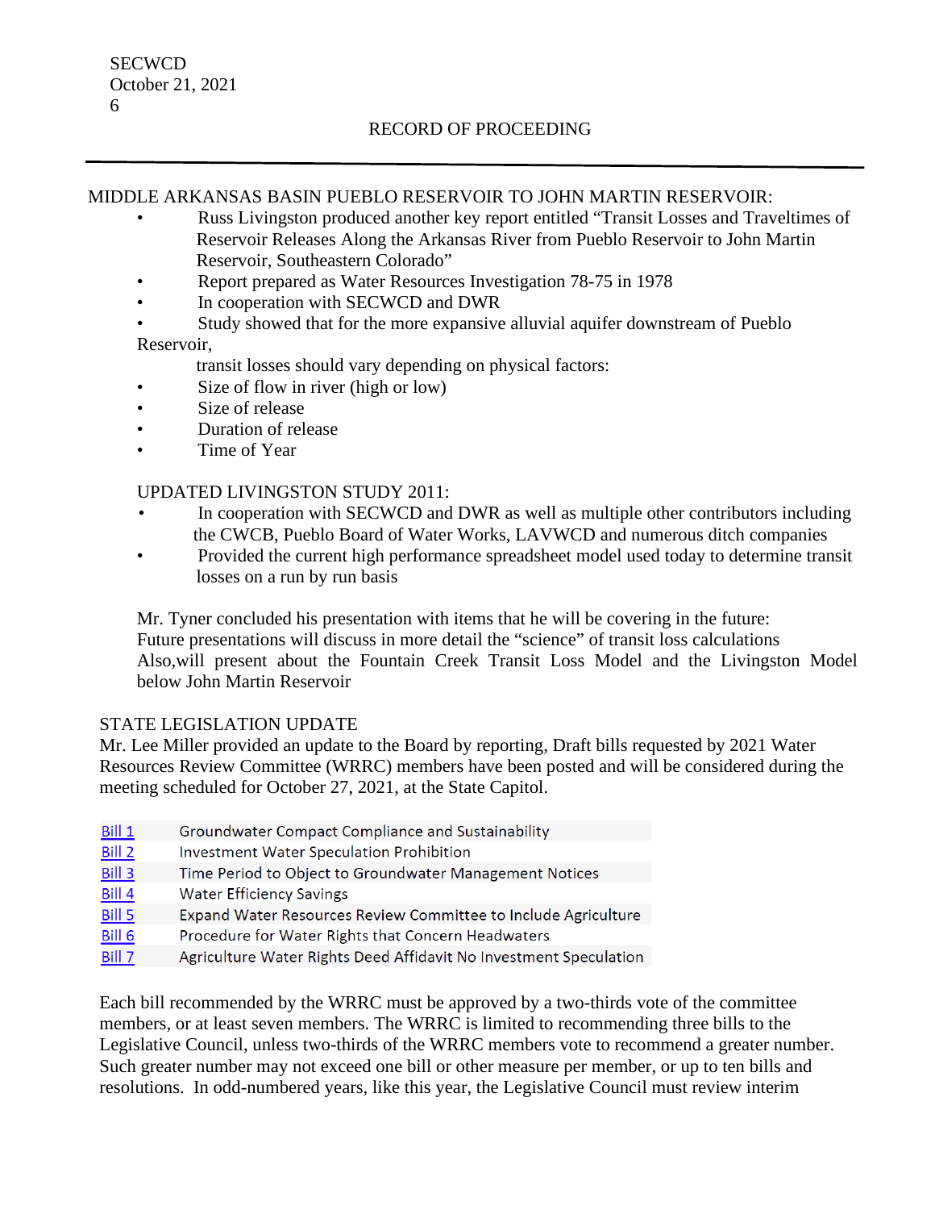MIDDLE ARKANSAS BASIN PUEBLO RESERVOIR TO JOHN MARTIN RESERVOIR:

- Russ Livingston produced another key report entitled "Transit Losses and Traveltimes of Reservoir Releases Along the Arkansas River from Pueblo Reservoir to John Martin Reservoir, Southeastern Colorado"
- Report prepared as Water Resources Investigation 78-75 in 1978
- In cooperation with SECWCD and DWR
- Study showed that for the more expansive alluvial aquifer downstream of Pueblo Reservoir,

  transit losses should vary depending on physical factors:
- Size of flow in river (high or low)
- Size of release
- Duration of release
- Time of Year

UPDATED LIVINGSTON STUDY 2011:

- In cooperation with SECWCD and DWR as well as multiple other contributors including the CWCB, Pueblo Board of Water Works, LAVWCD and numerous ditch companies
- Provided the current high performance spreadsheet model used today to determine transit losses on a run by run basis

Mr. Tyner concluded his presentation with items that he will be covering in the future:
Future presentations will discuss in more detail the "science" of transit loss calculations
Also,will present about the Fountain Creek Transit Loss Model and the Livingston Model below John Martin Reservoir

STATE LEGISLATION UPDATE

Mr. Lee Miller provided an update to the Board by reporting, Draft bills requested by 2021 Water Resources Review Committee (WRRC) members have been posted and will be considered during the meeting scheduled for October 27, 2021, at the State Capitol.

| | |
|---|---|
| Bill 1 | Groundwater Compact Compliance and Sustainability |
| Bill 2 | Investment Water Speculation Prohibition |
| Bill 3 | Time Period to Object to Groundwater Management Notices |
| Bill 4 | Water Efficiency Savings |
| Bill 5 | Expand Water Resources Review Committee to Include Agriculture |
| Bill 6 | Procedure for Water Rights that Concern Headwaters |
| Bill 7 | Agriculture Water Rights Deed Affidavit No Investment Speculation |

Each bill recommended by the WRRC must be approved by a two-thirds vote of the committee members, or at least seven members. The WRRC is limited to recommending three bills to the Legislative Council, unless two-thirds of the WRRC members vote to recommend a greater number. Such greater number may not exceed one bill or other measure per member, or up to ten bills and resolutions. In odd-numbered years, like this year, the Legislative Council must review interim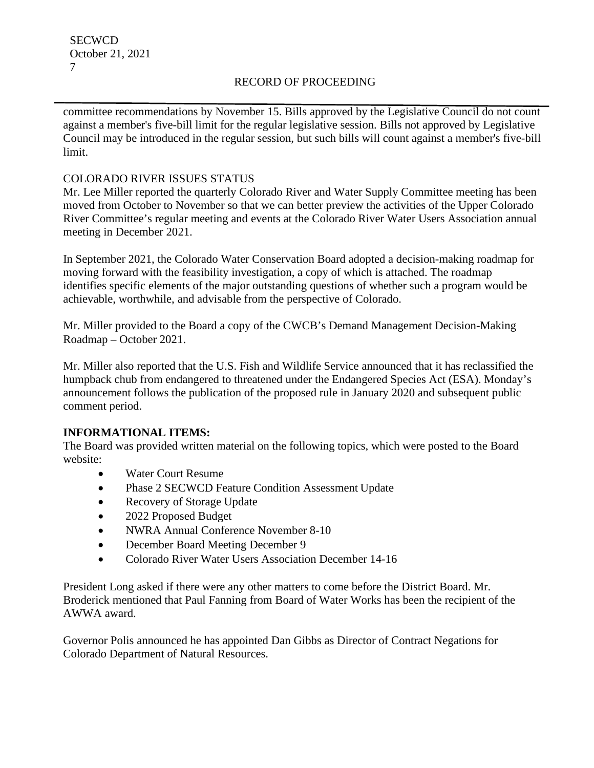committee recommendations by November 15. Bills approved by the Legislative Council do not count against a member's five-bill limit for the regular legislative session. Bills not approved by Legislative Council may be introduced in the regular session, but such bills will count against a member's five-bill limit.

COLORADO RIVER ISSUES STATUS

Mr. Lee Miller reported the quarterly Colorado River and Water Supply Committee meeting has been moved from October to November so that we can better preview the activities of the Upper Colorado River Committee's regular meeting and events at the Colorado River Water Users Association annual meeting in December 2021.

In September 2021, the Colorado Water Conservation Board adopted a decision-making roadmap for moving forward with the feasibility investigation, a copy of which is attached. The roadmap identifies specific elements of the major outstanding questions of whether such a program would be achievable, worthwhile, and advisable from the perspective of Colorado.

Mr. Miller provided to the Board a copy of the CWCB's Demand Management Decision-Making Roadmap – October 2021.

Mr. Miller also reported that the U.S. Fish and Wildlife Service announced that it has reclassified the humpback chub from endangered to threatened under the Endangered Species Act (ESA). Monday's announcement follows the publication of the proposed rule in January 2020 and subsequent public comment period.

**INFORMATIONAL ITEMS:**

The Board was provided written material on the following topics, which were posted to the Board website:

- Water Court Resume
- Phase 2 SECWCD Feature Condition Assessment Update
- Recovery of Storage Update
- 2022 Proposed Budget
- NWRA Annual Conference November 8-10
- December Board Meeting December 9
- Colorado River Water Users Association December 14-16

President Long asked if there were any other matters to come before the District Board. Mr. Broderick mentioned that Paul Fanning from Board of Water Works has been the recipient of the AWWA award.

Governor Polis announced he has appointed Dan Gibbs as Director of Contract Negations for Colorado Department of Natural Resources.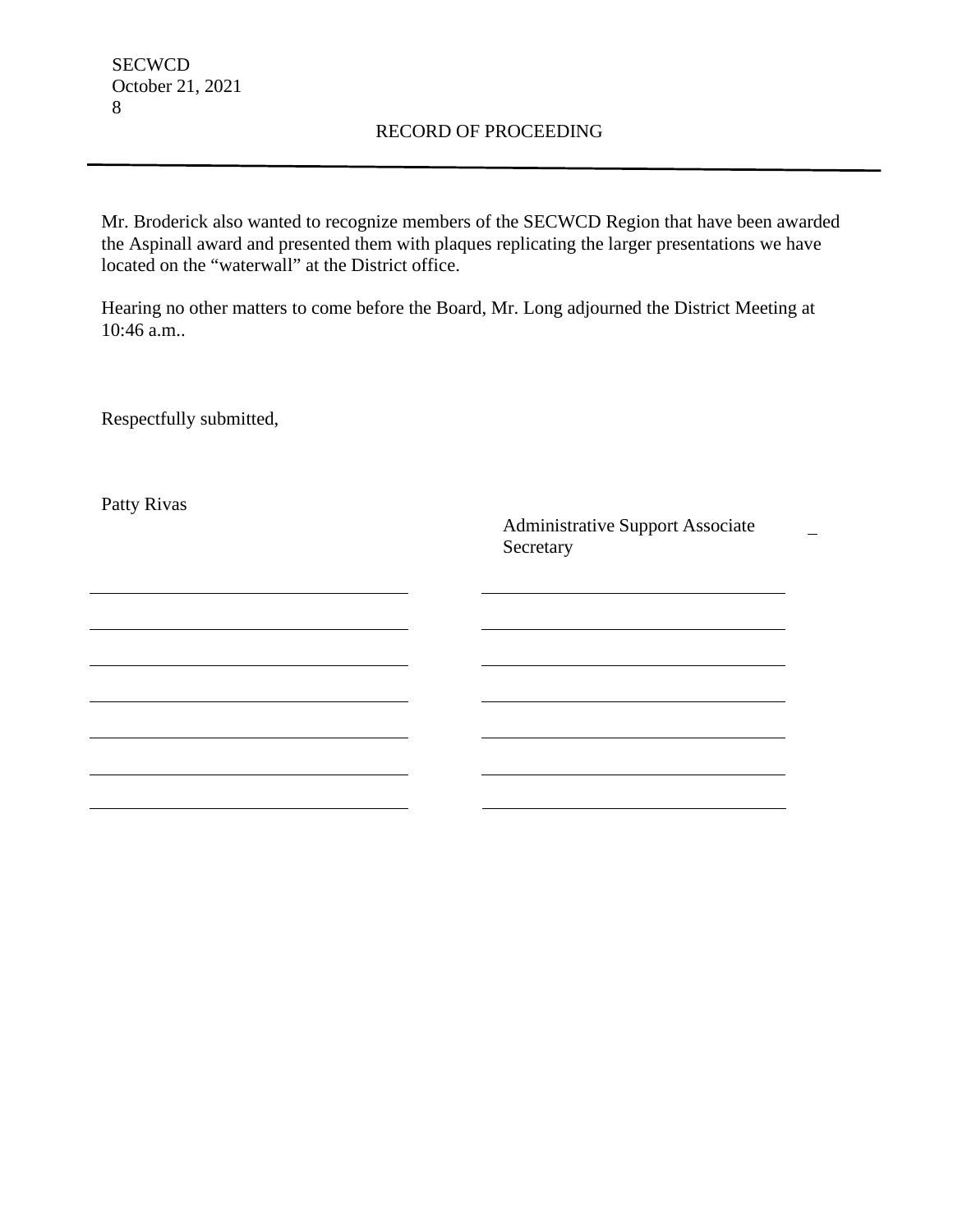Mr. Broderick also wanted to recognize members of the SECWCD Region that have been awarded the Aspinall award and presented them with plaques replicating the larger presentations we have located on the "waterwall" at the District office.

Hearing no other matters to come before the Board, Mr. Long adjourned the District Meeting at 10:46 a.m..

Respectfully submitted,

Patty Rivas

Administrative Support Associate
Secretary

| | |
|---|---|
| \_\_\_\_\_\_\_\_\_\_\_\_\_\_\_\_\_\_\_\_\_\_\_\_\_\_\_\_\_\_ | \_\_\_\_\_\_\_\_\_\_\_\_\_\_\_\_\_\_\_\_\_\_\_\_\_\_\_\_\_\_ |
| \_\_\_\_\_\_\_\_\_\_\_\_\_\_\_\_\_\_\_\_\_\_\_\_\_\_\_\_\_\_ | \_\_\_\_\_\_\_\_\_\_\_\_\_\_\_\_\_\_\_\_\_\_\_\_\_\_\_\_\_\_ |
| \_\_\_\_\_\_\_\_\_\_\_\_\_\_\_\_\_\_\_\_\_\_\_\_\_\_\_\_\_\_ | \_\_\_\_\_\_\_\_\_\_\_\_\_\_\_\_\_\_\_\_\_\_\_\_\_\_\_\_\_\_ |
| \_\_\_\_\_\_\_\_\_\_\_\_\_\_\_\_\_\_\_\_\_\_\_\_\_\_\_\_\_\_ | \_\_\_\_\_\_\_\_\_\_\_\_\_\_\_\_\_\_\_\_\_\_\_\_\_\_\_\_\_\_ |
| \_\_\_\_\_\_\_\_\_\_\_\_\_\_\_\_\_\_\_\_\_\_\_\_\_\_\_\_\_\_ | \_\_\_\_\_\_\_\_\_\_\_\_\_\_\_\_\_\_\_\_\_\_\_\_\_\_\_\_\_\_ |
| \_\_\_\_\_\_\_\_\_\_\_\_\_\_\_\_\_\_\_\_\_\_\_\_\_\_\_\_\_\_ | \_\_\_\_\_\_\_\_\_\_\_\_\_\_\_\_\_\_\_\_\_\_\_\_\_\_\_\_\_\_ |
| \_\_\_\_\_\_\_\_\_\_\_\_\_\_\_\_\_\_\_\_\_\_\_\_\_\_\_\_\_\_ | \_\_\_\_\_\_\_\_\_\_\_\_\_\_\_\_\_\_\_\_\_\_\_\_\_\_\_\_\_\_ |